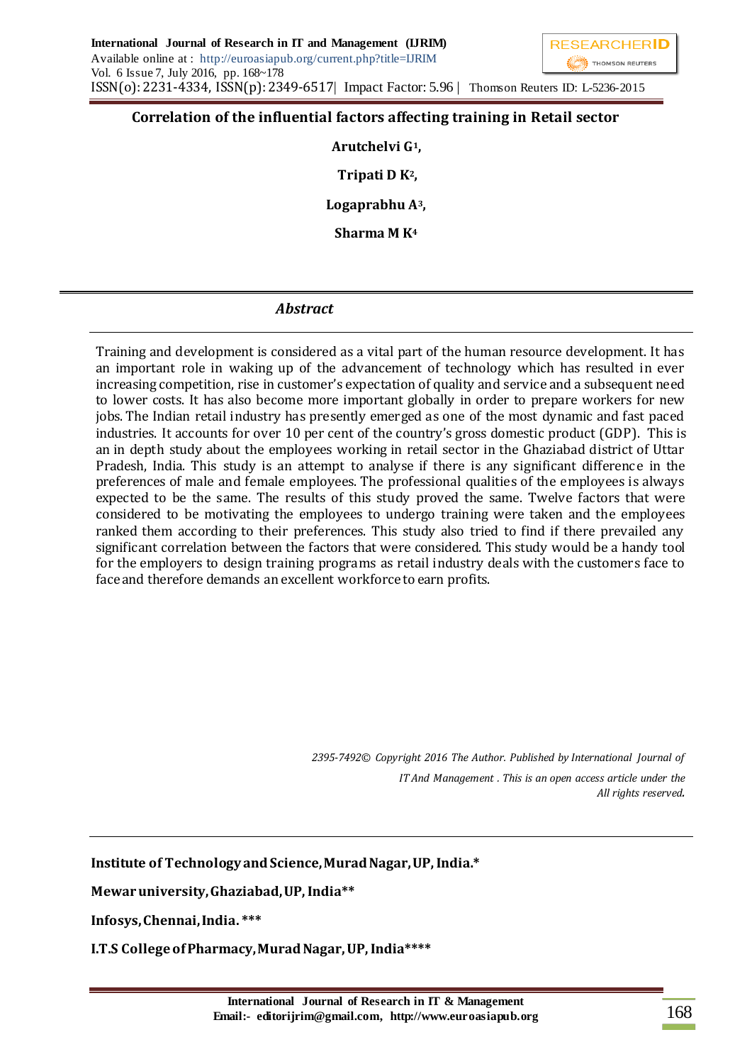# Correlation of the influential factors affecting training in Retail sector

**Arutchelvi G[1],**

**Tripati D K[2],**

**Logaprabhu A[3],**

**Sharma M K[4]**

## *Abstract*

Training and development is considered as a vital part of the human resource development. It has an important role in waking up of the advancement of technology which has resulted in ever increasing competition, rise in customer's expectation of quality and service and a subsequent need to lower costs. It has also become more important globally in order to prepare workers for new jobs. The Indian retail industry has presently emerged as one of the most dynamic and fast paced industries. It accounts for over 10 per cent of the country's gross domestic product (GDP). This is an in depth study about the employees working in retail sector in the Ghaziabad district of Uttar Pradesh, India. This study is an attempt to analyse if there is any significant difference in the preferences of male and female employees. The professional qualities of the employees is always expected to be the same. The results of this study proved the same. Twelve factors that were considered to be motivating the employees to undergo training were taken and the employees ranked them according to their preferences. This study also tried to find if there prevailed any significant correlation between the factors that were considered. This study would be a handy tool for the employers to design training programs as retail industry deals with the customers face to face and therefore demands an excellent workforce to earn profits.

*2395-7492© Copyright 2016 The Author. Published by International Journal of IT And Management . This is an open access article under the All rights reserved.*

**Institute of Technology and Science, Murad Nagar, UP, India.***

**Mewar university, Ghaziabad, UP, India****

**Infosys, Chennai, India. *****

**I.T.S College of Pharmacy, Murad Nagar, UP, India******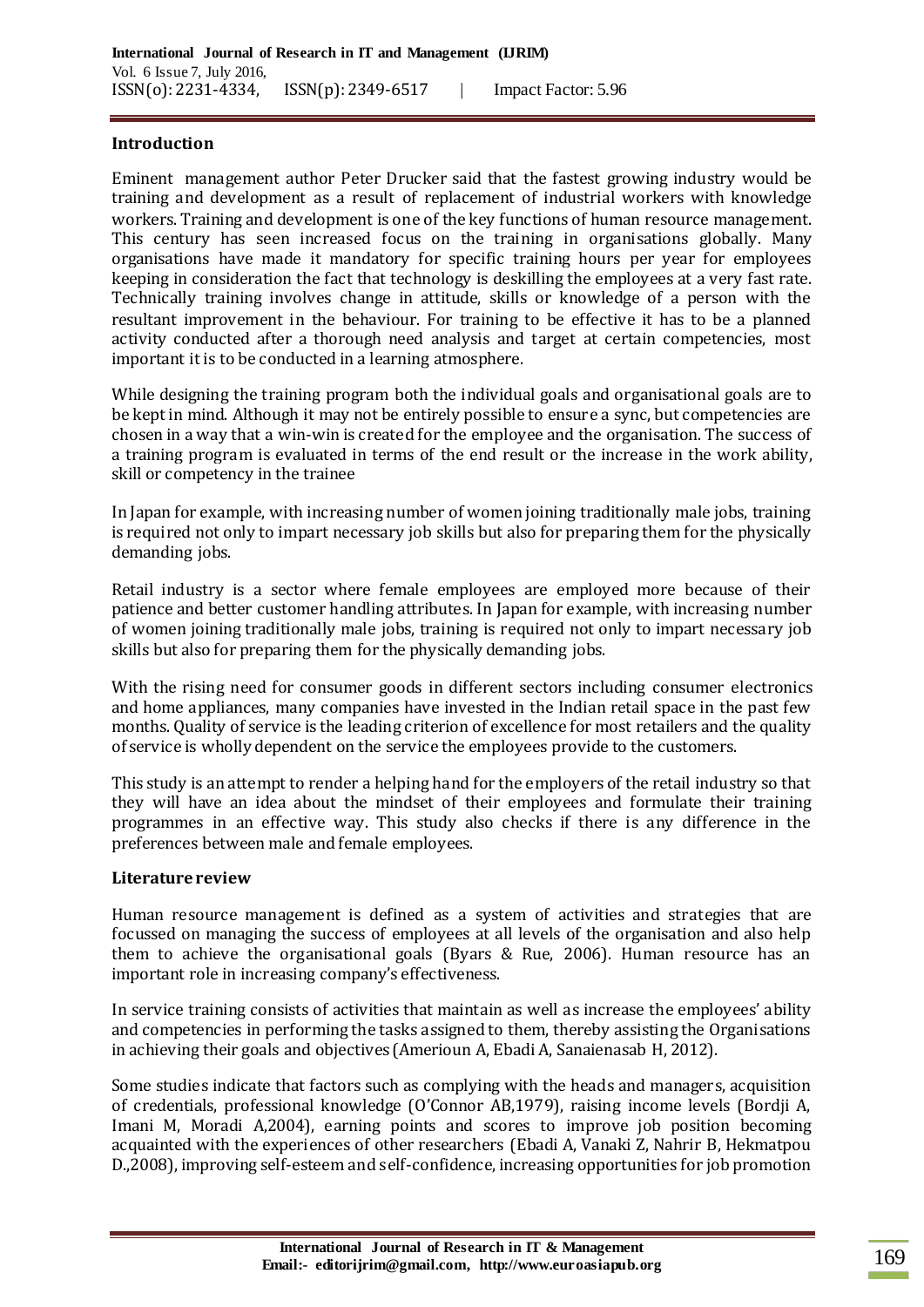## Introduction

Eminent management author Peter Drucker said that the fastest growing industry would be training and development as a result of replacement of industrial workers with knowledge workers. Training and development is one of the key functions of human resource management. This century has seen increased focus on the training in organisations globally. Many organisations have made it mandatory for specific training hours per year for employees keeping in consideration the fact that technology is deskilling the employees at a very fast rate. Technically training involves change in attitude, skills or knowledge of a person with the resultant improvement in the behaviour. For training to be effective it has to be a planned activity conducted after a thorough need analysis and target at certain competencies, most important it is to be conducted in a learning atmosphere.

While designing the training program both the individual goals and organisational goals are to be kept in mind. Although it may not be entirely possible to ensure a sync, but competencies are chosen in a way that a win-win is created for the employee and the organisation. The success of a training program is evaluated in terms of the end result or the increase in the work ability, skill or competency in the trainee

In Japan for example, with increasing number of women joining traditionally male jobs, training is required not only to impart necessary job skills but also for preparing them for the physically demanding jobs.

Retail industry is a sector where female employees are employed more because of their patience and better customer handling attributes. In Japan for example, with increasing number of women joining traditionally male jobs, training is required not only to impart necessary job skills but also for preparing them for the physically demanding jobs.

With the rising need for consumer goods in different sectors including consumer electronics and home appliances, many companies have invested in the Indian retail space in the past few months. Quality of service is the leading criterion of excellence for most retailers and the quality of service is wholly dependent on the service the employees provide to the customers.

This study is an attempt to render a helping hand for the employers of the retail industry so that they will have an idea about the mindset of their employees and formulate their training programmes in an effective way. This study also checks if there is any difference in the preferences between male and female employees.

## Literature review

Human resource management is defined as a system of activities and strategies that are focussed on managing the success of employees at all levels of the organisation and also help them to achieve the organisational goals (Byars & Rue, 2006). Human resource has an important role in increasing company's effectiveness.

In service training consists of activities that maintain as well as increase the employees' ability and competencies in performing the tasks assigned to them, thereby assisting the Organisations in achieving their goals and objectives (Amerioun A, Ebadi A, Sanaienasab H, 2012).

Some studies indicate that factors such as complying with the heads and managers, acquisition of credentials, professional knowledge (O'Connor AB,1979), raising income levels (Bordji A, Imani M, Moradi A,2004), earning points and scores to improve job position becoming acquainted with the experiences of other researchers (Ebadi A, Vanaki Z, Nahrir B, Hekmatpou D.,2008), improving self-esteem and self-confidence, increasing opportunities for job promotion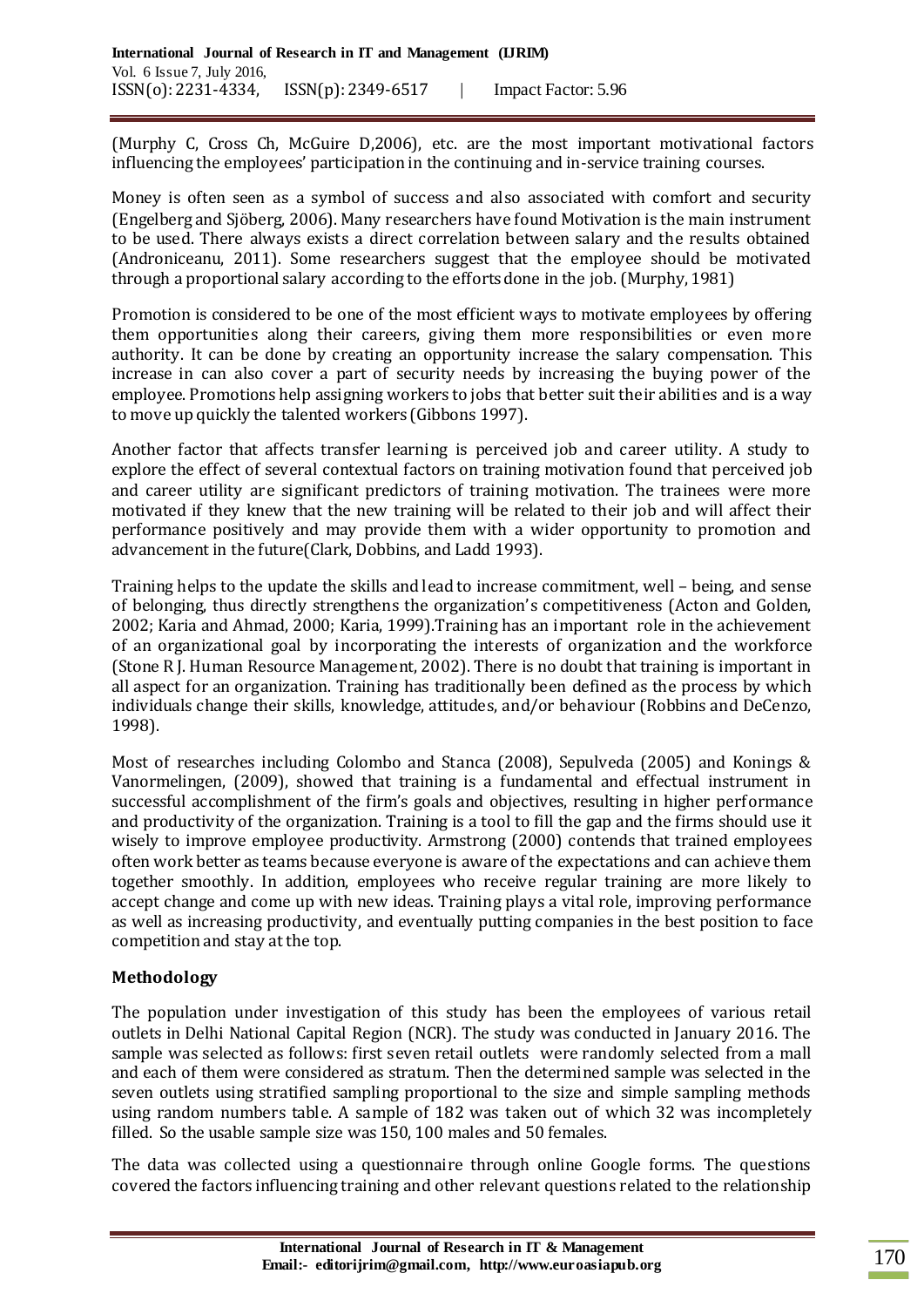(Murphy C, Cross Ch, McGuire D,2006), etc. are the most important motivational factors influencing the employees' participation in the continuing and in-service training courses.

Money is often seen as a symbol of success and also associated with comfort and security (Engelberg and Sjöberg, 2006). Many researchers have found Motivation is the main instrument to be used. There always exists a direct correlation between salary and the results obtained (Androniceanu, 2011). Some researchers suggest that the employee should be motivated through a proportional salary according to the efforts done in the job. (Murphy, 1981)

Promotion is considered to be one of the most efficient ways to motivate employees by offering them opportunities along their careers, giving them more responsibilities or even more authority. It can be done by creating an opportunity increase the salary compensation. This increase in can also cover a part of security needs by increasing the buying power of the employee. Promotions help assigning workers to jobs that better suit their abilities and is a way to move up quickly the talented workers (Gibbons 1997).

Another factor that affects transfer learning is perceived job and career utility. A study to explore the effect of several contextual factors on training motivation found that perceived job and career utility are significant predictors of training motivation. The trainees were more motivated if they knew that the new training will be related to their job and will affect their performance positively and may provide them with a wider opportunity to promotion and advancement in the future(Clark, Dobbins, and Ladd 1993).

Training helps to the update the skills and lead to increase commitment, well – being, and sense of belonging, thus directly strengthens the organization's competitiveness (Acton and Golden, 2002; Karia and Ahmad, 2000; Karia, 1999).Training has an important role in the achievement of an organizational goal by incorporating the interests of organization and the workforce (Stone R J. Human Resource Management, 2002). There is no doubt that training is important in all aspect for an organization. Training has traditionally been defined as the process by which individuals change their skills, knowledge, attitudes, and/or behaviour (Robbins and DeCenzo, 1998).

Most of researches including Colombo and Stanca (2008), Sepulveda (2005) and Konings & Vanormelingen, (2009), showed that training is a fundamental and effectual instrument in successful accomplishment of the firm's goals and objectives, resulting in higher performance and productivity of the organization. Training is a tool to fill the gap and the firms should use it wisely to improve employee productivity. Armstrong (2000) contends that trained employees often work better as teams because everyone is aware of the expectations and can achieve them together smoothly. In addition, employees who receive regular training are more likely to accept change and come up with new ideas. Training plays a vital role, improving performance as well as increasing productivity, and eventually putting companies in the best position to face competition and stay at the top.

## Methodology

The population under investigation of this study has been the employees of various retail outlets in Delhi National Capital Region (NCR). The study was conducted in January 2016. The sample was selected as follows: first seven retail outlets were randomly selected from a mall and each of them were considered as stratum. Then the determined sample was selected in the seven outlets using stratified sampling proportional to the size and simple sampling methods using random numbers table. A sample of 182 was taken out of which 32 was incompletely filled. So the usable sample size was 150, 100 males and 50 females.

The data was collected using a questionnaire through online Google forms. The questions covered the factors influencing training and other relevant questions related to the relationship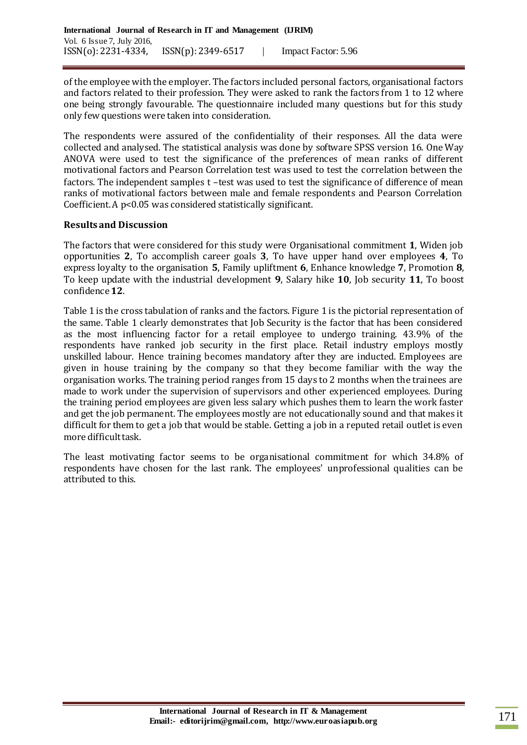of the employee with the employer. The factors included personal factors, organisational factors and factors related to their profession. They were asked to rank the factors from 1 to 12 where one being strongly favourable. The questionnaire included many questions but for this study only few questions were taken into consideration.

The respondents were assured of the confidentiality of their responses. All the data were collected and analysed. The statistical analysis was done by software SPSS version 16. One Way ANOVA were used to test the significance of the preferences of mean ranks of different motivational factors and Pearson Correlation test was used to test the correlation between the factors. The independent samples t –test was used to test the significance of difference of mean ranks of motivational factors between male and female respondents and Pearson Correlation Coefficient. A $p<0.05$ was considered statistically significant.

## Results and Discussion

The factors that were considered for this study were Organisational commitment **1**, Widen job opportunities **2**, To accomplish career goals **3**, To have upper hand over employees **4**, To express loyalty to the organisation **5**, Family upliftment **6**, Enhance knowledge **7**, Promotion **8**, To keep update with the industrial development **9**, Salary hike **10**, Job security **11**, To boost confidence **12**.

Table 1 is the cross tabulation of ranks and the factors. Figure 1 is the pictorial representation of the same. Table 1 clearly demonstrates that Job Security is the factor that has been considered as the most influencing factor for a retail employee to undergo training. 43.9% of the respondents have ranked job security in the first place. Retail industry employs mostly unskilled labour. Hence training becomes mandatory after they are inducted. Employees are given in house training by the company so that they become familiar with the way the organisation works. The training period ranges from 15 days to 2 months when the trainees are made to work under the supervision of supervisors and other experienced employees. During the training period employees are given less salary which pushes them to learn the work faster and get the job permanent. The employees mostly are not educationally sound and that makes it difficult for them to get a job that would be stable. Getting a job in a reputed retail outlet is even more difficult task.

The least motivating factor seems to be organisational commitment for which 34.8% of respondents have chosen for the last rank. The employees' unprofessional qualities can be attributed to this.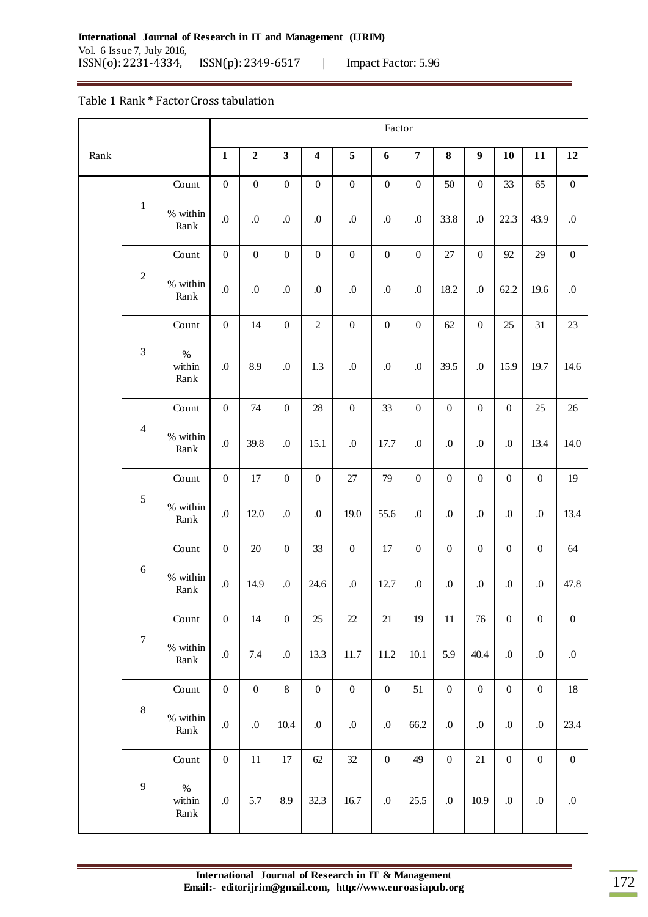Table 1 Rank * Factor Cross tabulation

| Rank | | Factor | | | | | | | | | | | |
|---|---|---|---|---|---|---|---|---|---|---|---|---|---|
| | | **1** | **2** | **3** | **4** | **5** | **6** | **7** | **8** | **9** | **10** | **11** | **12** |
| 1 | Count | 0 | 0 | 0 | 0 | 0 | 0 | 0 | 50 | 0 | 33 | 65 | 0 |
| | % within Rank | .0 | .0 | .0 | .0 | .0 | .0 | .0 | 33.8 | .0 | 22.3 | 43.9 | .0 |
| 2 | Count | 0 | 0 | 0 | 0 | 0 | 0 | 0 | 27 | 0 | 92 | 29 | 0 |
| | % within Rank | .0 | .0 | .0 | .0 | .0 | .0 | .0 | 18.2 | .0 | 62.2 | 19.6 | .0 |
| 3 | Count | 0 | 14 | 0 | 2 | 0 | 0 | 0 | 62 | 0 | 25 | 31 | 23 |
| | % within Rank | .0 | 8.9 | .0 | 1.3 | .0 | .0 | .0 | 39.5 | .0 | 15.9 | 19.7 | 14.6 |
| 4 | Count | 0 | 74 | 0 | 28 | 0 | 33 | 0 | 0 | 0 | 0 | 25 | 26 |
| | % within Rank | .0 | 39.8 | .0 | 15.1 | .0 | 17.7 | .0 | .0 | .0 | .0 | 13.4 | 14.0 |
| 5 | Count | 0 | 17 | 0 | 0 | 27 | 79 | 0 | 0 | 0 | 0 | 0 | 19 |
| | % within Rank | .0 | 12.0 | .0 | .0 | 19.0 | 55.6 | .0 | .0 | .0 | .0 | .0 | 13.4 |
| 6 | Count | 0 | 20 | 0 | 33 | 0 | 17 | 0 | 0 | 0 | 0 | 0 | 64 |
| | % within Rank | .0 | 14.9 | .0 | 24.6 | .0 | 12.7 | .0 | .0 | .0 | .0 | .0 | 47.8 |
| 7 | Count | 0 | 14 | 0 | 25 | 22 | 21 | 19 | 11 | 76 | 0 | 0 | 0 |
| | % within Rank | .0 | 7.4 | .0 | 13.3 | 11.7 | 11.2 | 10.1 | 5.9 | 40.4 | .0 | .0 | .0 |
| 8 | Count | 0 | 0 | 8 | 0 | 0 | 0 | 51 | 0 | 0 | 0 | 0 | 18 |
| | % within Rank | .0 | .0 | 10.4 | .0 | .0 | .0 | 66.2 | .0 | .0 | .0 | .0 | 23.4 |
| 9 | Count | 0 | 11 | 17 | 62 | 32 | 0 | 49 | 0 | 21 | 0 | 0 | 0 |
| | % within Rank | .0 | 5.7 | 8.9 | 32.3 | 16.7 | .0 | 25.5 | .0 | 10.9 | .0 | .0 | .0 |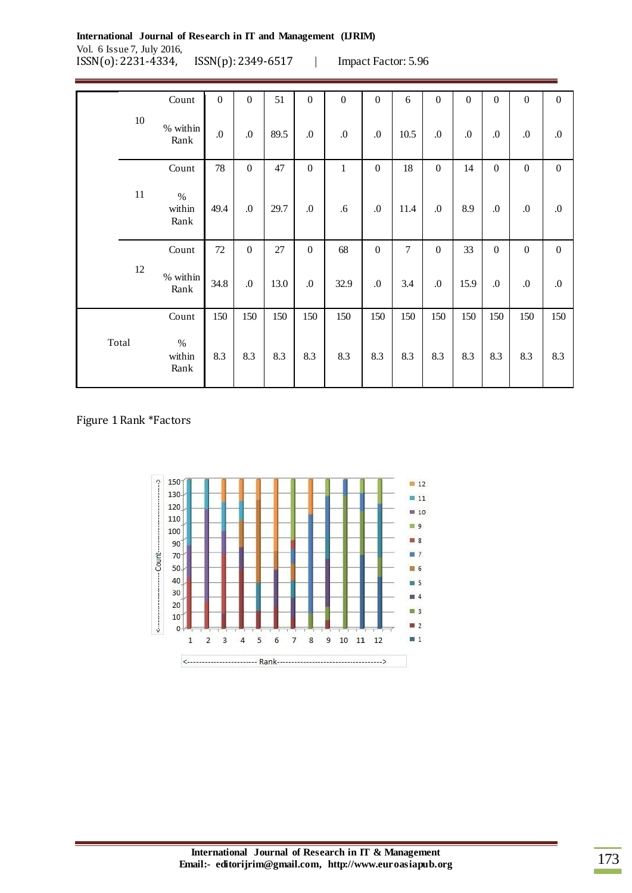| | | | | | | | | | | | | | |
|---|---|---|---|---|---|---|---|---|---|---|---|---|---|
| | 10 | Count | 0 | 0 | 51 | 0 | 0 | 0 | 6 | 0 | 0 | 0 | 0 | 0 |
| | | % within Rank | .0 | .0 | 89.5 | .0 | .0 | .0 | 10.5 | .0 | .0 | .0 | .0 | .0 |
| | 11 | Count | 78 | 0 | 47 | 0 | 1 | 0 | 18 | 0 | 14 | 0 | 0 | 0 |
| | | % within Rank | 49.4 | .0 | 29.7 | .0 | .6 | .0 | 11.4 | .0 | 8.9 | .0 | .0 | .0 |
| | 12 | Count | 72 | 0 | 27 | 0 | 68 | 0 | 7 | 0 | 33 | 0 | 0 | 0 |
| | | % within Rank | 34.8 | .0 | 13.0 | .0 | 32.9 | .0 | 3.4 | .0 | 15.9 | .0 | .0 | .0 |
| Total | | Count | 150 | 150 | 150 | 150 | 150 | 150 | 150 | 150 | 150 | 150 | 150 | 150 |
| | | % within Rank | 8.3 | 8.3 | 8.3 | 8.3 | 8.3 | 8.3 | 8.3 | 8.3 | 8.3 | 8.3 | 8.3 | 8.3 |

Figure 1 Rank *Factors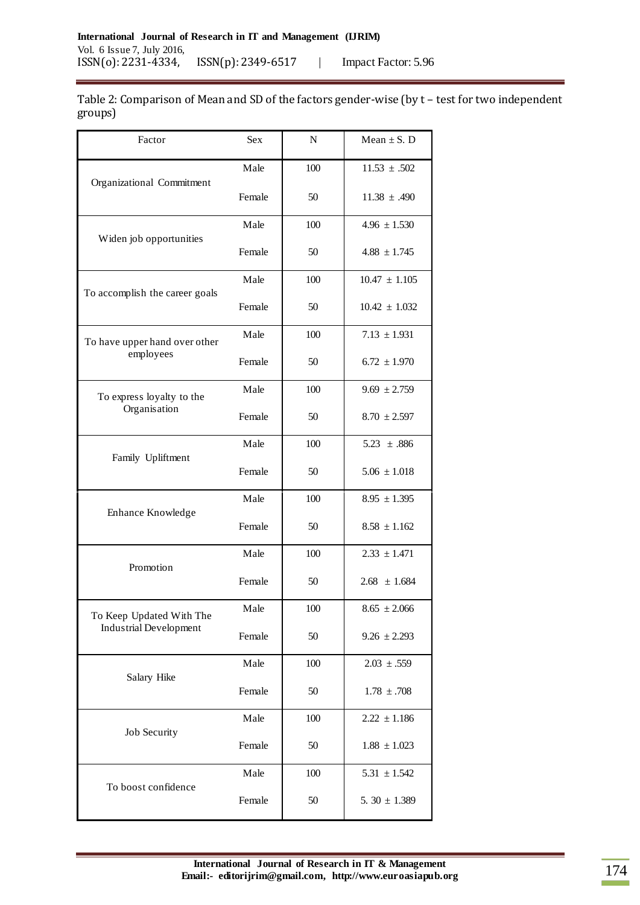Table 2: Comparison of Mean and SD of the factors gender-wise (by t – test for two independent groups)

| Factor | Sex | N | Mean ± S. D |
|---|---|---|---|
| Organizational Commitment | Male | 100 | 11.53 ± .502 |
| | Female | 50 | 11.38 ± .490 |
| Widen job opportunities | Male | 100 | 4.96 ± 1.530 |
| | Female | 50 | 4.88 ± 1.745 |
| To accomplish the career goals | Male | 100 | 10.47 ± 1.105 |
| | Female | 50 | 10.42 ± 1.032 |
| To have upper hand over other employees | Male | 100 | 7.13 ± 1.931 |
| | Female | 50 | 6.72 ± 1.970 |
| To express loyalty to the Organisation | Male | 100 | 9.69 ± 2.759 |
| | Female | 50 | 8.70 ± 2.597 |
| Family Upliftment | Male | 100 | 5.23 ± .886 |
| | Female | 50 | 5.06 ± 1.018 |
| Enhance Knowledge | Male | 100 | 8.95 ± 1.395 |
| | Female | 50 | 8.58 ± 1.162 |
| Promotion | Male | 100 | 2.33 ± 1.471 |
| | Female | 50 | 2.68 ± 1.684 |
| To Keep Updated With The Industrial Development | Male | 100 | 8.65 ± 2.066 |
| | Female | 50 | 9.26 ± 2.293 |
| Salary Hike | Male | 100 | 2.03 ± .559 |
| | Female | 50 | 1.78 ± .708 |
| Job Security | Male | 100 | 2.22 ± 1.186 |
| | Female | 50 | 1.88 ± 1.023 |
| To boost confidence | Male | 100 | 5.31 ± 1.542 |
| | Female | 50 | 5. 30 ± 1.389 |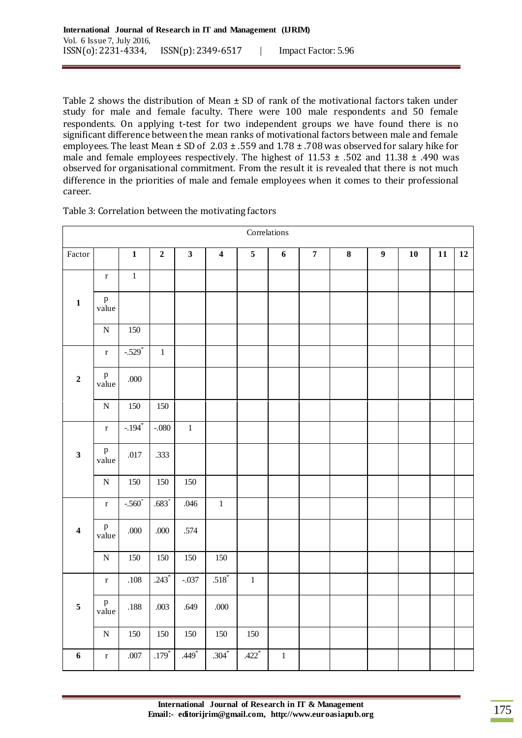Table 2 shows the distribution of Mean ± SD of rank of the motivational factors taken under study for male and female faculty. There were 100 male respondents and 50 female respondents. On applying t-test for two independent groups we have found there is no significant difference between the mean ranks of motivational factors between male and female employees. The least Mean ± SD of 2.03 ± .559 and 1.78 ± .708 was observed for salary hike for male and female employees respectively. The highest of 11.53 ± .502 and 11.38 ± .490 was observed for organisational commitment. From the result it is revealed that there is not much difference in the priorities of male and female employees when it comes to their professional career.

Table 3: Correlation between the motivating factors

| Correlations | | | | | | | | | | | | | |
|---|---|---|---|---|---|---|---|---|---|---|---|---|---|
| Factor | | 1 | 2 | 3 | 4 | 5 | 6 | 7 | 8 | 9 | 10 | 11 | 12 |
| 1 | r | 1 | | | | | | | | | | | |
| | p value | | | | | | | | | | | | |
| | N | 150 | | | | | | | | | | | |
| 2 | r | -.529* | 1 | | | | | | | | | | |
| | p value | .000 | | | | | | | | | | | |
| | N | 150 | 150 | | | | | | | | | | |
| 3 | r | -.194* | -.080 | 1 | | | | | | | | | |
| | p value | .017 | .333 | | | | | | | | | | |
| | N | 150 | 150 | 150 | | | | | | | | | |
| 4 | r | -.560* | .683* | .046 | 1 | | | | | | | | |
| | p value | .000 | .000 | .574 | | | | | | | | | |
| | N | 150 | 150 | 150 | 150 | | | | | | | | |
| 5 | r | .108 | .243* | -.037 | .518* | 1 | | | | | | | |
| | p value | .188 | .003 | .649 | .000 | | | | | | | | |
| | N | 150 | 150 | 150 | 150 | 150 | | | | | | | |
| 6 | r | .007 | .179* | .449* | .304* | .422* | 1 | | | | | | |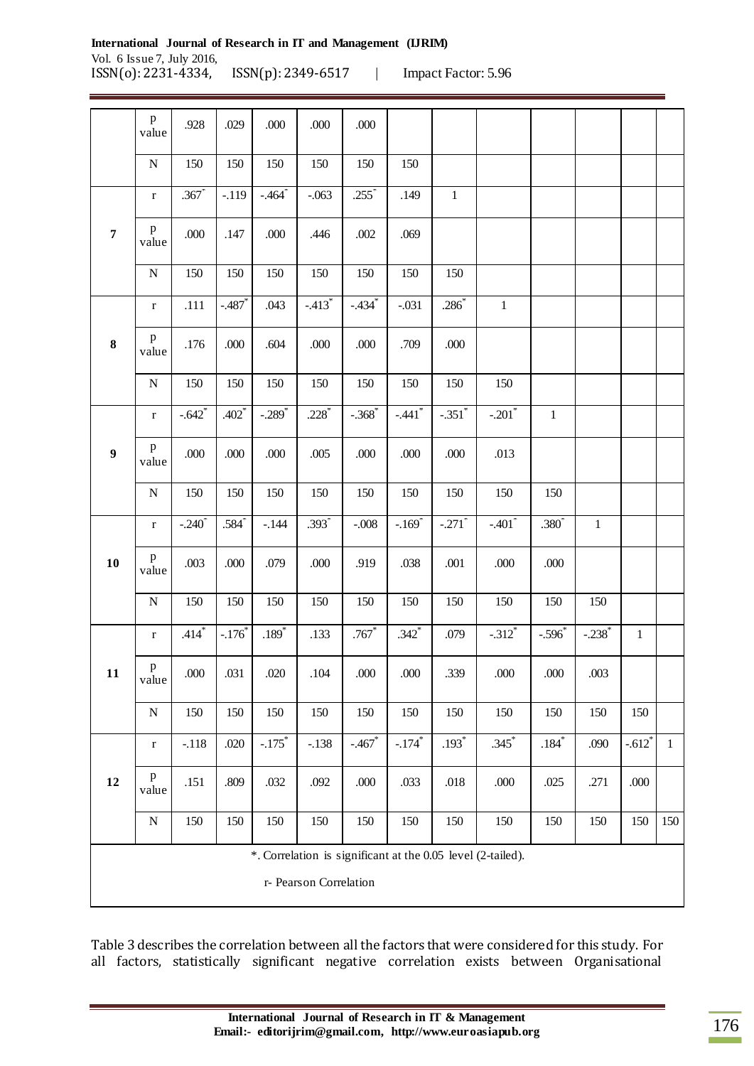| | | | | | | | | | | | | | |
|---|---|---|---|---|---|---|---|---|---|---|---|---|---|
| | p value | .928 | .029 | .000 | .000 | .000 | | | | | | | |
| | N | 150 | 150 | 150 | 150 | 150 | 150 | | | | | | |
| 7 | r | .367* | -.119 | -.464* | -.063 | .255* | .149 | 1 | | | | | |
| | p value | .000 | .147 | .000 | .446 | .002 | .069 | | | | | | |
| | N | 150 | 150 | 150 | 150 | 150 | 150 | 150 | | | | | |
| 8 | r | .111 | -.487* | .043 | -.413* | -.434* | -.031 | .286* | 1 | | | | |
| | p value | .176 | .000 | .604 | .000 | .000 | .709 | .000 | | | | | |
| | N | 150 | 150 | 150 | 150 | 150 | 150 | 150 | 150 | | | | |
| 9 | r | -.642* | .402* | -.289* | .228* | -.368* | -.441* | -.351* | -.201* | 1 | | | |
| | p value | .000 | .000 | .000 | .005 | .000 | .000 | .000 | .013 | | | | |
| | N | 150 | 150 | 150 | 150 | 150 | 150 | 150 | 150 | 150 | | | |
| 10 | r | -.240* | .584* | -.144 | .393* | -.008 | -.169* | -.271* | -.401* | .380* | 1 | | |
| | p value | .003 | .000 | .079 | .000 | .919 | .038 | .001 | .000 | .000 | | | |
| | N | 150 | 150 | 150 | 150 | 150 | 150 | 150 | 150 | 150 | 150 | | |
| 11 | r | .414* | -.176* | .189* | .133 | .767* | .342* | .079 | -.312* | -.596* | -.238* | 1 | |
| | p value | .000 | .031 | .020 | .104 | .000 | .000 | .339 | .000 | .000 | .003 | | |
| | N | 150 | 150 | 150 | 150 | 150 | 150 | 150 | 150 | 150 | 150 | 150 | |
| 12 | r | -.118 | .020 | -.175* | -.138 | -.467* | -.174* | .193* | .345* | .184* | .090 | -.612* | 1 |
| | p value | .151 | .809 | .032 | .092 | .000 | .033 | .018 | .000 | .025 | .271 | .000 | |
| | N | 150 | 150 | 150 | 150 | 150 | 150 | 150 | 150 | 150 | 150 | 150 | 150 |

*. Correlation is significant at the 0.05 level (2-tailed).

r- Pearson Correlation

Table 3 describes the correlation between all the factors that were considered for this study. For all factors, statistically significant negative correlation exists between Organisational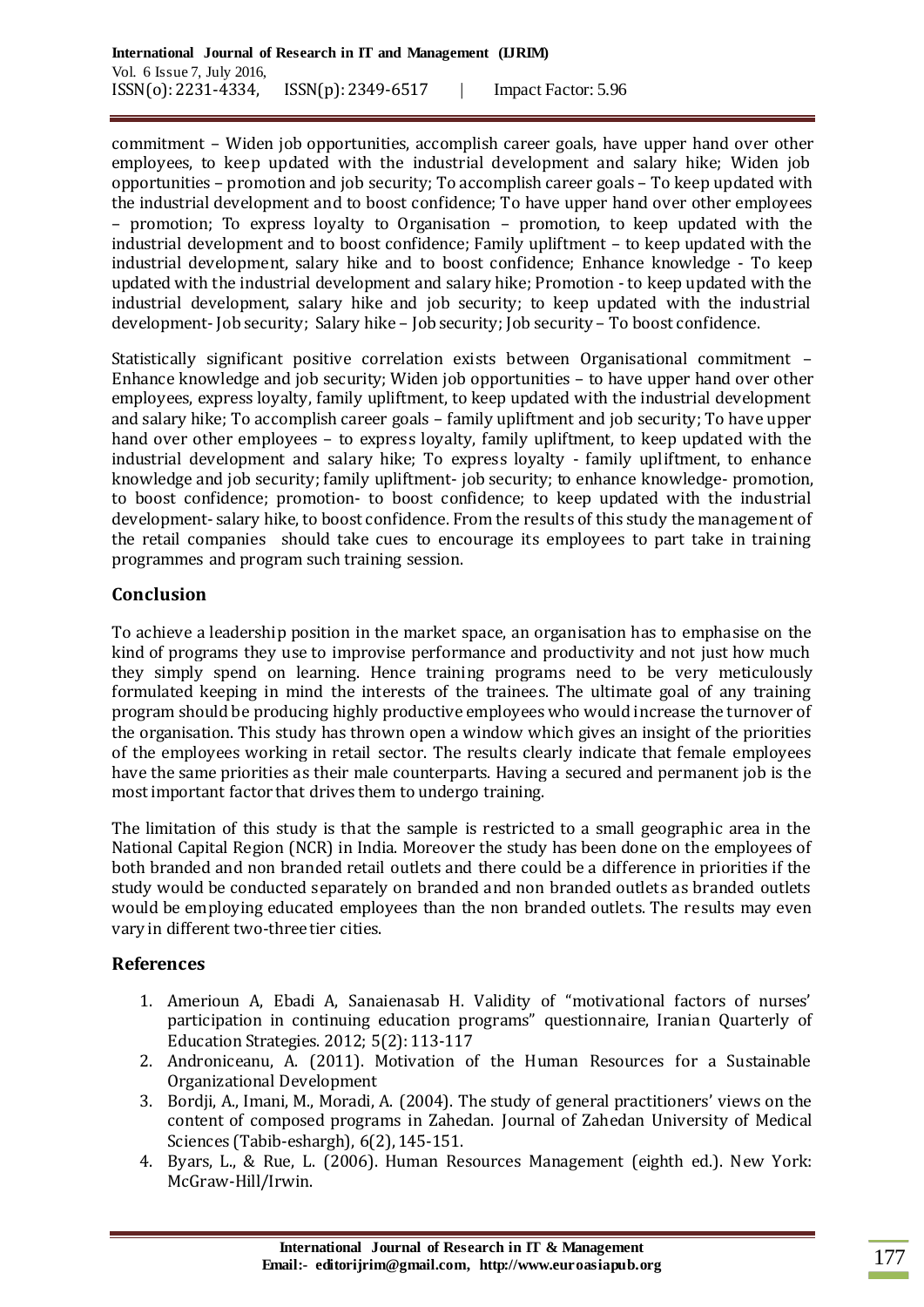commitment – Widen job opportunities, accomplish career goals, have upper hand over other employees, to keep updated with the industrial development and salary hike; Widen job opportunities – promotion and job security; To accomplish career goals – To keep updated with the industrial development and to boost confidence; To have upper hand over other employees – promotion; To express loyalty to Organisation – promotion, to keep updated with the industrial development and to boost confidence; Family upliftment – to keep updated with the industrial development, salary hike and to boost confidence; Enhance knowledge - To keep updated with the industrial development and salary hike; Promotion - to keep updated with the industrial development, salary hike and job security; to keep updated with the industrial development- Job security; Salary hike – Job security; Job security – To boost confidence.

Statistically significant positive correlation exists between Organisational commitment – Enhance knowledge and job security; Widen job opportunities – to have upper hand over other employees, express loyalty, family upliftment, to keep updated with the industrial development and salary hike; To accomplish career goals – family upliftment and job security; To have upper hand over other employees – to express loyalty, family upliftment, to keep updated with the industrial development and salary hike; To express loyalty - family upliftment, to enhance knowledge and job security; family upliftment- job security; to enhance knowledge- promotion, to boost confidence; promotion- to boost confidence; to keep updated with the industrial development- salary hike, to boost confidence. From the results of this study the management of the retail companies should take cues to encourage its employees to part take in training programmes and program such training session.

## Conclusion

To achieve a leadership position in the market space, an organisation has to emphasise on the kind of programs they use to improvise performance and productivity and not just how much they simply spend on learning. Hence training programs need to be very meticulously formulated keeping in mind the interests of the trainees. The ultimate goal of any training program should be producing highly productive employees who would increase the turnover of the organisation. This study has thrown open a window which gives an insight of the priorities of the employees working in retail sector. The results clearly indicate that female employees have the same priorities as their male counterparts. Having a secured and permanent job is the most important factor that drives them to undergo training.

The limitation of this study is that the sample is restricted to a small geographic area in the National Capital Region (NCR) in India. Moreover the study has been done on the employees of both branded and non branded retail outlets and there could be a difference in priorities if the study would be conducted separately on branded and non branded outlets as branded outlets would be employing educated employees than the non branded outlets. The results may even vary in different two-three tier cities.

## References

1. Amerioun A, Ebadi A, Sanaienasab H. Validity of "motivational factors of nurses' participation in continuing education programs" questionnaire, Iranian Quarterly of Education Strategies. 2012; 5(2): 113-117
2. Androniceanu, A. (2011). Motivation of the Human Resources for a Sustainable Organizational Development
3. Bordji, A., Imani, M., Moradi, A. (2004). The study of general practitioners' views on the content of composed programs in Zahedan. Journal of Zahedan University of Medical Sciences (Tabib-eshargh), 6(2), 145-151.
4. Byars, L., & Rue, L. (2006). Human Resources Management (eighth ed.). New York: McGraw-Hill/Irwin.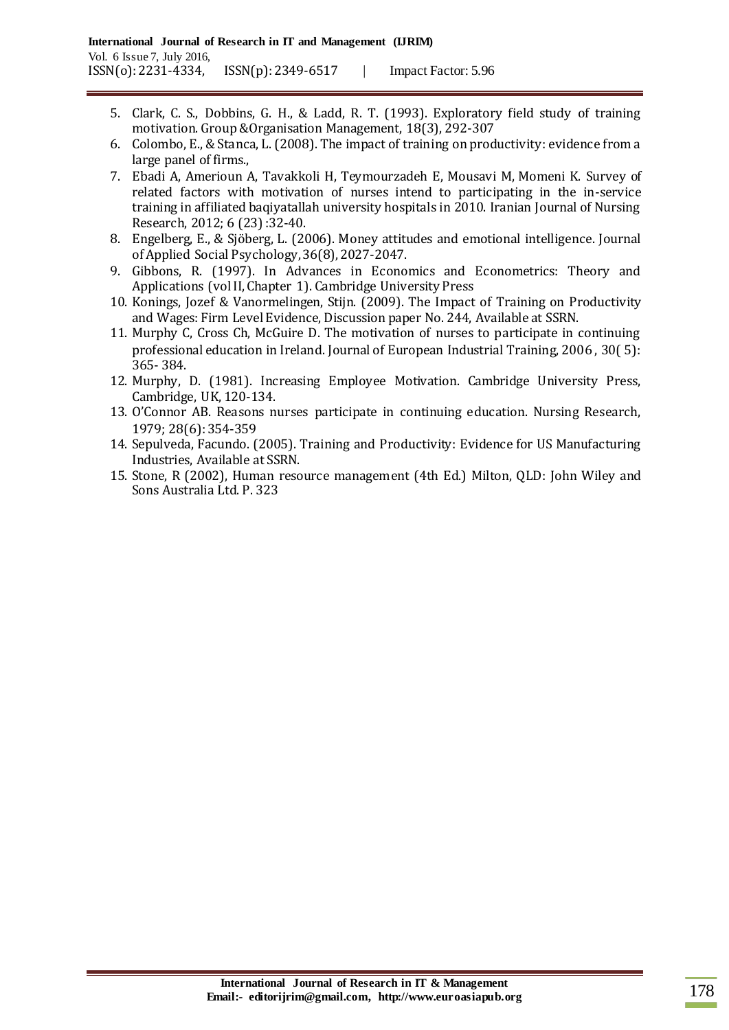5. Clark, C. S., Dobbins, G. H., & Ladd, R. T. (1993). Exploratory field study of training motivation. Group &Organisation Management, 18(3), 292-307
6. Colombo, E., & Stanca, L. (2008). The impact of training on productivity: evidence from a large panel of firms.,
7. Ebadi A, Amerioun A, Tavakkoli H, Teymourzadeh E, Mousavi M, Momeni K. Survey of related factors with motivation of nurses intend to participating in the in-service training in affiliated baqiyatallah university hospitals in 2010. Iranian Journal of Nursing Research, 2012; 6 (23) :32-40.
8. Engelberg, E., & Sjöberg, L. (2006). Money attitudes and emotional intelligence. Journal of Applied Social Psychology, 36(8), 2027-2047.
9. Gibbons, R. (1997). In Advances in Economics and Econometrics: Theory and Applications (vol II, Chapter 1). Cambridge University Press
10. Konings, Jozef & Vanormelingen, Stijn. (2009). The Impact of Training on Productivity and Wages: Firm Level Evidence, Discussion paper No. 244, Available at SSRN.
11. Murphy C, Cross Ch, McGuire D. The motivation of nurses to participate in continuing professional education in Ireland. Journal of European Industrial Training, 2006 , 30( 5): 365- 384.
12. Murphy, D. (1981). Increasing Employee Motivation. Cambridge University Press, Cambridge, UK, 120-134.
13. O'Connor AB. Reasons nurses participate in continuing education. Nursing Research, 1979; 28(6): 354-359
14. Sepulveda, Facundo. (2005). Training and Productivity: Evidence for US Manufacturing Industries, Available at SSRN.
15. Stone, R (2002), Human resource management (4th Ed.) Milton, QLD: John Wiley and Sons Australia Ltd. P. 323